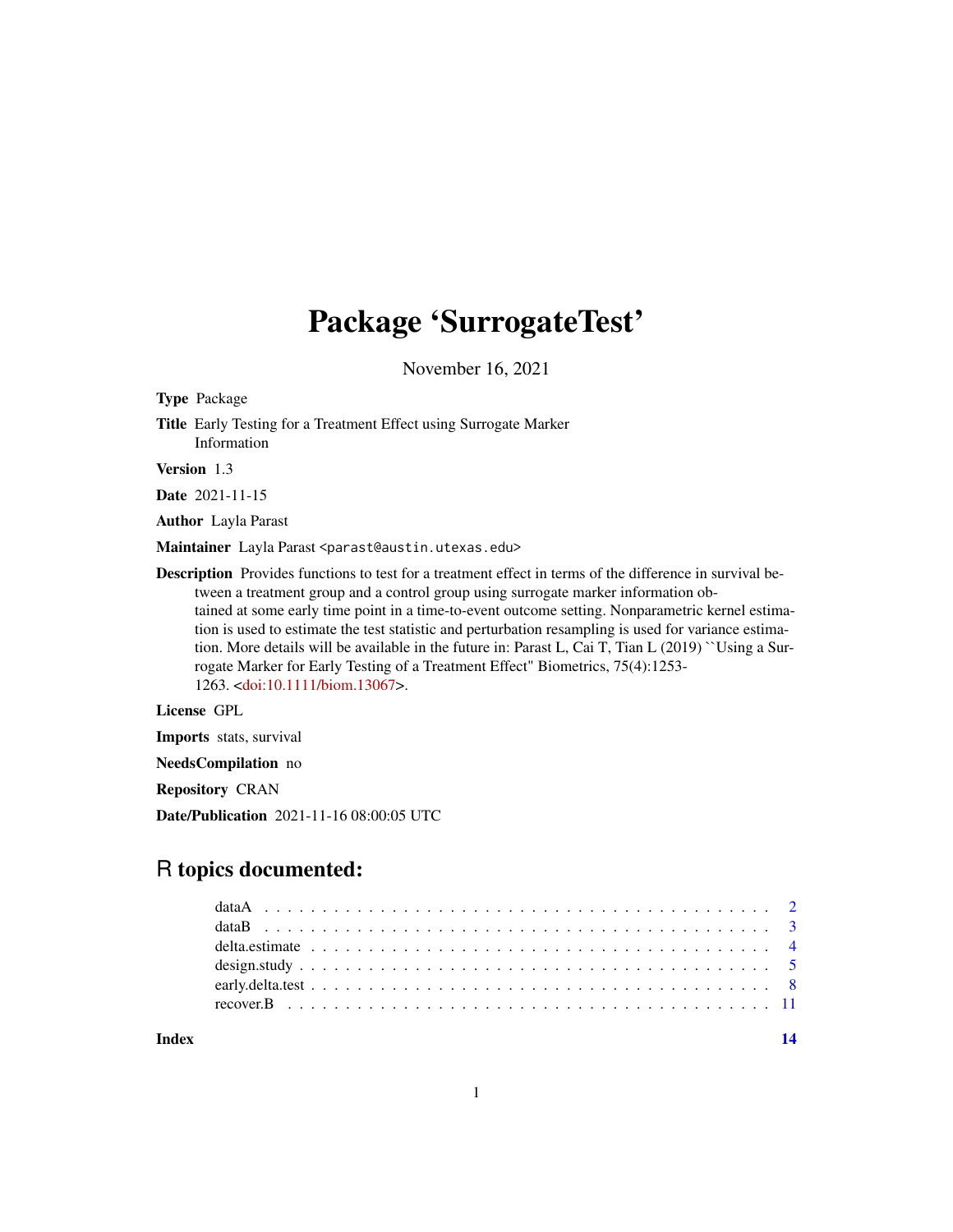# Package 'SurrogateTest'

November 16, 2021

**Type** Package

**Title** Early Testing for a Treatment Effect using Surrogate Marker Information

**Version** 1.3

**Date** 2021-11-15

**Author** Layla Parast

**Maintainer** Layla Parast <parast@austin.utexas.edu>

**Description** Provides functions to test for a treatment effect in terms of the difference in survival between a treatment group and a control group using surrogate marker information obtained at some early time point in a time-to-event outcome setting. Nonparametric kernel estimation is used to estimate the test statistic and perturbation resampling is used for variance estimation. More details will be available in the future in: Parast L, Cai T, Tian L (2019) ``Using a Surrogate Marker for Early Testing of a Treatment Effect'' Biometrics, 75(4):1253-1263. <doi:10.1111/biom.13067>.

**License** GPL

**Imports** stats, survival

**NeedsCompilation** no

**Repository** CRAN

**Date/Publication** 2021-11-16 08:00:05 UTC

## R topics documented:

- dataA . . . . . . . . . . . . . . . . . . . . . . . . . . . . . . . . . . . . . . . . . . . 2
- dataB . . . . . . . . . . . . . . . . . . . . . . . . . . . . . . . . . . . . . . . . . . . 3
- delta.estimate . . . . . . . . . . . . . . . . . . . . . . . . . . . . . . . . . . . . . . . 4
- design.study . . . . . . . . . . . . . . . . . . . . . . . . . . . . . . . . . . . . . . . . 5
- early.delta.test . . . . . . . . . . . . . . . . . . . . . . . . . . . . . . . . . . . . . . 8
- recover.B . . . . . . . . . . . . . . . . . . . . . . . . . . . . . . . . . . . . . . . . . 11

**Index** 14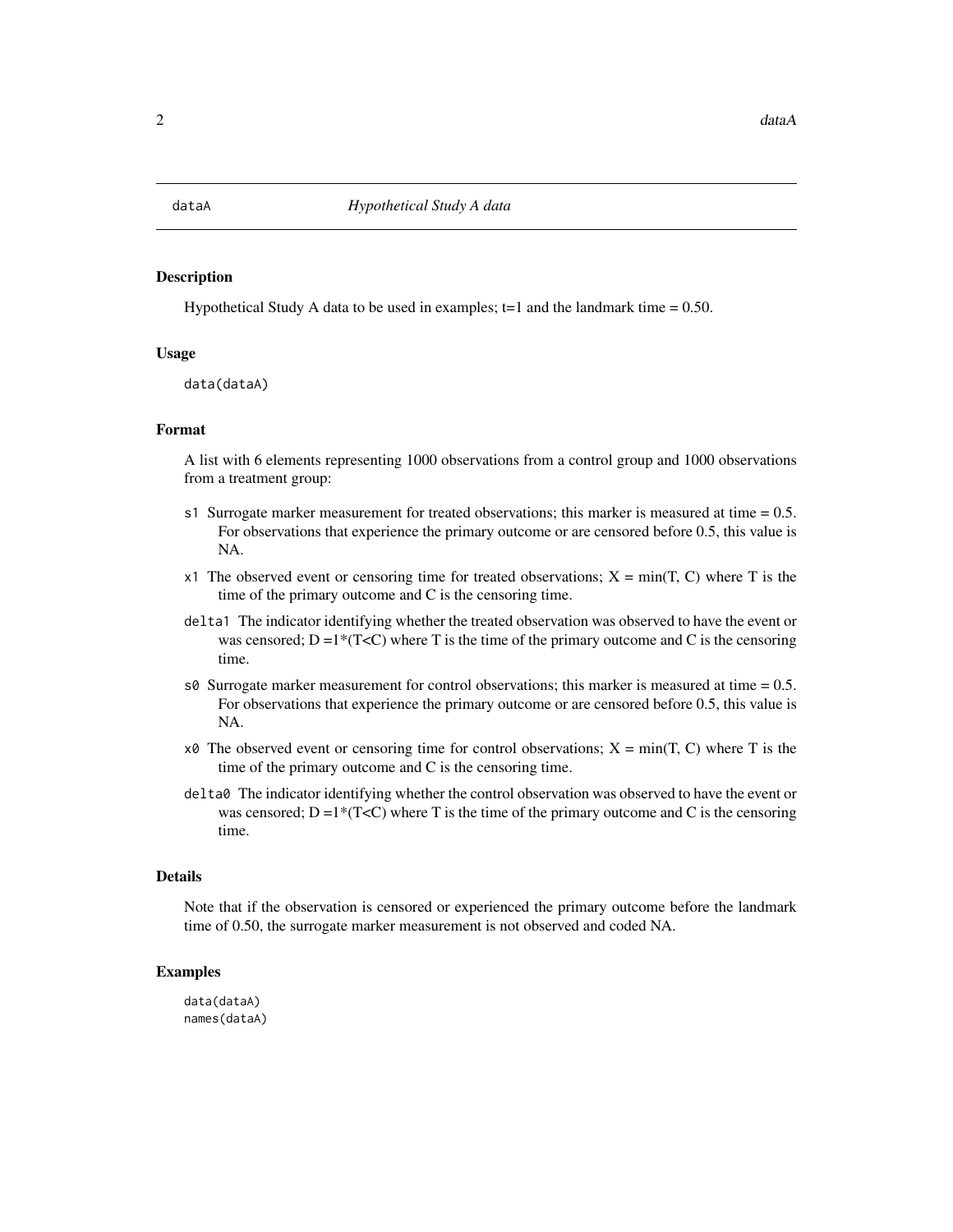# dataA *Hypothetical Study A data*

## Description

Hypothetical Study A data to be used in examples; t=1 and the landmark time = 0.50.

## Usage

```
data(dataA)
```

## Format

A list with 6 elements representing 1000 observations from a control group and 1000 observations from a treatment group:

- `s1` Surrogate marker measurement for treated observations; this marker is measured at time = 0.5. For observations that experience the primary outcome or are censored before 0.5, this value is NA.
- `x1` The observed event or censoring time for treated observations; X = min(T, C) where T is the time of the primary outcome and C is the censoring time.
- `delta1` The indicator identifying whether the treated observation was observed to have the event or was censored; D =1*(T<C) where T is the time of the primary outcome and C is the censoring time.
- `s0` Surrogate marker measurement for control observations; this marker is measured at time = 0.5. For observations that experience the primary outcome or are censored before 0.5, this value is NA.
- `x0` The observed event or censoring time for control observations; X = min(T, C) where T is the time of the primary outcome and C is the censoring time.
- `delta0` The indicator identifying whether the control observation was observed to have the event or was censored; D =1*(T<C) where T is the time of the primary outcome and C is the censoring time.

## Details

Note that if the observation is censored or experienced the primary outcome before the landmark time of 0.50, the surrogate marker measurement is not observed and coded NA.

## Examples

```
data(dataA)
names(dataA)
```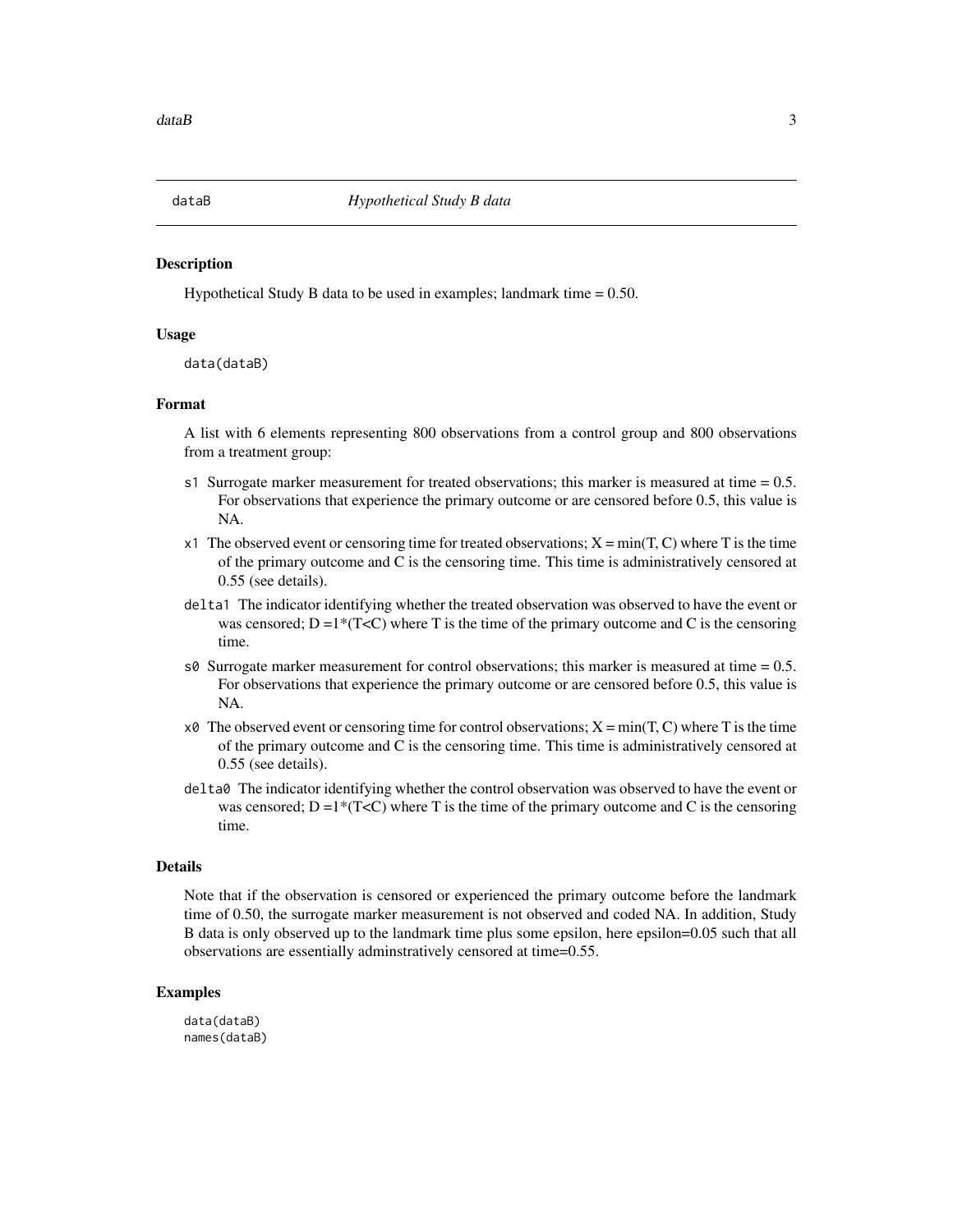# dataB    *Hypothetical Study B data*

## Description

Hypothetical Study B data to be used in examples; landmark time = 0.50.

## Usage

```
data(dataB)
```

## Format

A list with 6 elements representing 800 observations from a control group and 800 observations from a treatment group:

- `s1` Surrogate marker measurement for treated observations; this marker is measured at time = 0.5. For observations that experience the primary outcome or are censored before 0.5, this value is NA.
- `x1` The observed event or censoring time for treated observations; $X = \min(T, C)$ where T is the time of the primary outcome and C is the censoring time. This time is administratively censored at 0.55 (see details).
- `delta1` The indicator identifying whether the treated observation was observed to have the event or was censored; $D = 1*(T<C)$ where T is the time of the primary outcome and C is the censoring time.
- `s0` Surrogate marker measurement for control observations; this marker is measured at time = 0.5. For observations that experience the primary outcome or are censored before 0.5, this value is NA.
- `x0` The observed event or censoring time for control observations; $X = \min(T, C)$ where T is the time of the primary outcome and C is the censoring time. This time is administratively censored at 0.55 (see details).
- `delta0` The indicator identifying whether the control observation was observed to have the event or was censored; $D = 1*(T<C)$ where T is the time of the primary outcome and C is the censoring time.

## Details

Note that if the observation is censored or experienced the primary outcome before the landmark time of 0.50, the surrogate marker measurement is not observed and coded NA. In addition, Study B data is only observed up to the landmark time plus some epsilon, here epsilon=0.05 such that all observations are essentially adminstratively censored at time=0.55.

## Examples

```
data(dataB)
names(dataB)
```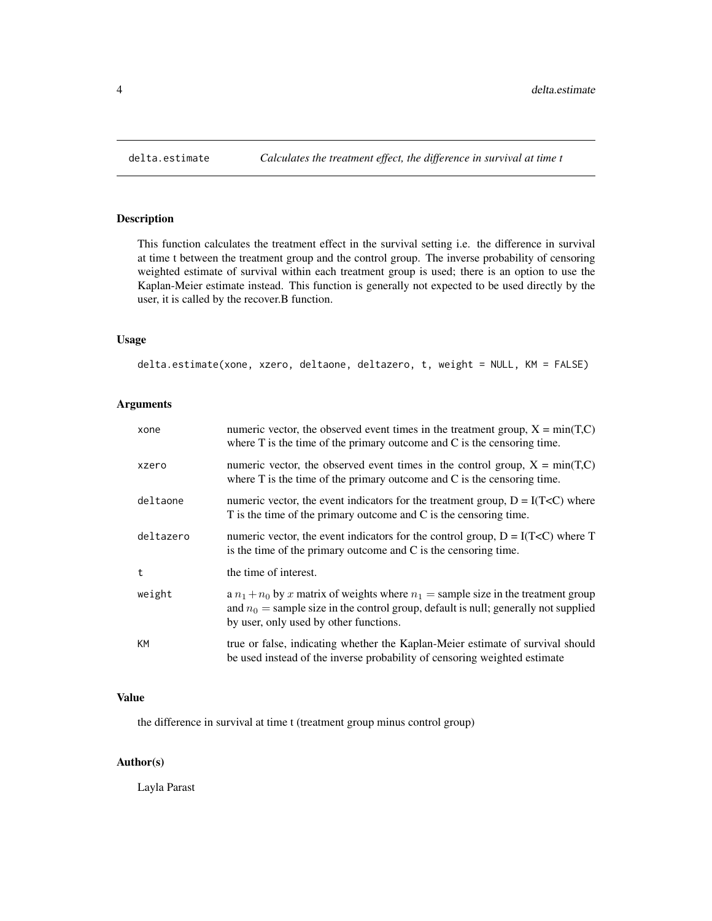## delta.estimate — *Calculates the treatment effect, the difference in survival at time t*

### Description

This function calculates the treatment effect in the survival setting i.e. the difference in survival at time t between the treatment group and the control group. The inverse probability of censoring weighted estimate of survival within each treatment group is used; there is an option to use the Kaplan-Meier estimate instead. This function is generally not expected to be used directly by the user, it is called by the recover.B function.

### Usage

```
delta.estimate(xone, xzero, deltaone, deltazero, t, weight = NULL, KM = FALSE)
```

### Arguments

| | |
|---|---|
| `xone` | numeric vector, the observed event times in the treatment group, X = min(T,C) where T is the time of the primary outcome and C is the censoring time. |
| `xzero` | numeric vector, the observed event times in the control group, X = min(T,C) where T is the time of the primary outcome and C is the censoring time. |
| `deltaone` | numeric vector, the event indicators for the treatment group, D = I(T<C) where T is the time of the primary outcome and C is the censoring time. |
| `deltazero` | numeric vector, the event indicators for the control group, D = I(T<C) where T is the time of the primary outcome and C is the censoring time. |
| `t` | the time of interest. |
| `weight` | a $n_1 + n_0$ by $x$ matrix of weights where $n_1 =$ sample size in the treatment group and $n_0 =$ sample size in the control group, default is null; generally not supplied by user, only used by other functions. |
| `KM` | true or false, indicating whether the Kaplan-Meier estimate of survival should be used instead of the inverse probability of censoring weighted estimate |

### Value

the difference in survival at time t (treatment group minus control group)

### Author(s)

Layla Parast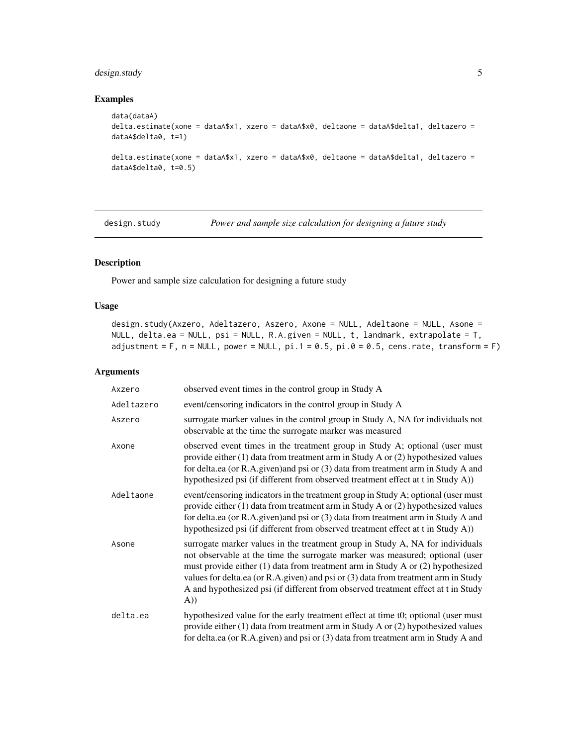### Examples

```
data(dataA)
delta.estimate(xone = dataA$x1, xzero = dataA$x0, deltaone = dataA$delta1, deltazero =
dataA$delta0, t=1)

delta.estimate(xone = dataA$x1, xzero = dataA$x0, deltaone = dataA$delta1, deltazero =
dataA$delta0, t=0.5)
```

## design.study — *Power and sample size calculation for designing a future study*

### Description

Power and sample size calculation for designing a future study

### Usage

```
design.study(Axzero, Adeltazero, Aszero, Axone = NULL, Adeltaone = NULL, Asone =
NULL, delta.ea = NULL, psi = NULL, R.A.given = NULL, t, landmark, extrapolate = T,
adjustment = F, n = NULL, power = NULL, pi.1 = 0.5, pi.0 = 0.5, cens.rate, transform = F)
```

### Arguments

| Argument | Description |
|---|---|
| `Axzero` | observed event times in the control group in Study A |
| `Adeltazero` | event/censoring indicators in the control group in Study A |
| `Aszero` | surrogate marker values in the control group in Study A, NA for individuals not observable at the time the surrogate marker was measured |
| `Axone` | observed event times in the treatment group in Study A; optional (user must provide either (1) data from treatment arm in Study A or (2) hypothesized values for delta.ea (or R.A.given)and psi or (3) data from treatment arm in Study A and hypothesized psi (if different from observed treatment effect at t in Study A)) |
| `Adeltaone` | event/censoring indicators in the treatment group in Study A; optional (user must provide either (1) data from treatment arm in Study A or (2) hypothesized values for delta.ea (or R.A.given)and psi or (3) data from treatment arm in Study A and hypothesized psi (if different from observed treatment effect at t in Study A)) |
| `Asone` | surrogate marker values in the treatment group in Study A, NA for individuals not observable at the time the surrogate marker was measured; optional (user must provide either (1) data from treatment arm in Study A or (2) hypothesized values for delta.ea (or R.A.given) and psi or (3) data from treatment arm in Study A and hypothesized psi (if different from observed treatment effect at t in Study A)) |
| `delta.ea` | hypothesized value for the early treatment effect at time t0; optional (user must provide either (1) data from treatment arm in Study A or (2) hypothesized values for delta.ea (or R.A.given) and psi or (3) data from treatment arm in Study A and |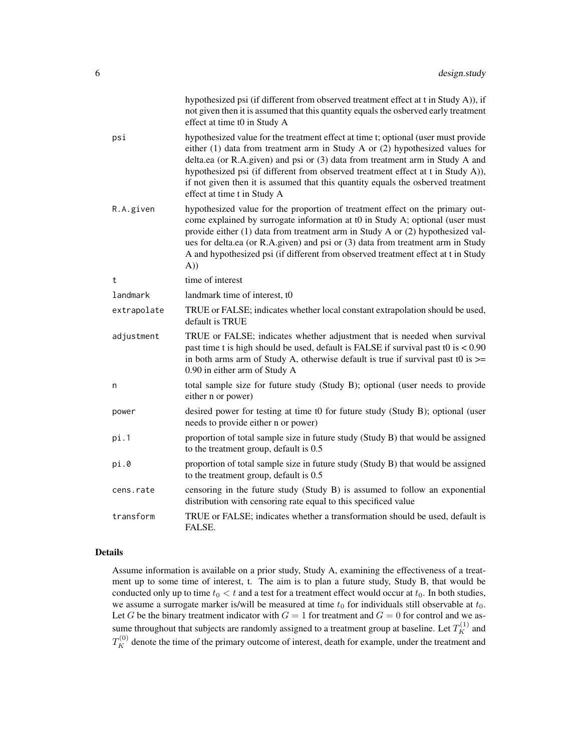| | |
|---|---|
| | hypothesized psi (if different from observed treatment effect at t in Study A)), if not given then it is assumed that this quantity equals the osberved early treatment effect at time t0 in Study A |
| psi | hypothesized value for the treatment effect at time t; optional (user must provide either (1) data from treatment arm in Study A or (2) hypothesized values for delta.ea (or R.A.given) and psi or (3) data from treatment arm in Study A and hypothesized psi (if different from observed treatment effect at t in Study A)), if not given then it is assumed that this quantity equals the osberved treatment effect at time t in Study A |
| R.A.given | hypothesized value for the proportion of treatment effect on the primary outcome explained by surrogate information at t0 in Study A; optional (user must provide either (1) data from treatment arm in Study A or (2) hypothesized values for delta.ea (or R.A.given) and psi or (3) data from treatment arm in Study A and hypothesized psi (if different from observed treatment effect at t in Study A)) |
| t | time of interest |
| landmark | landmark time of interest, t0 |
| extrapolate | TRUE or FALSE; indicates whether local constant extrapolation should be used, default is TRUE |
| adjustment | TRUE or FALSE; indicates whether adjustment that is needed when survival past time t is high should be used, default is FALSE if survival past t0 is < 0.90 in both arms arm of Study A, otherwise default is true if survival past t0 is >= 0.90 in either arm of Study A |
| n | total sample size for future study (Study B); optional (user needs to provide either n or power) |
| power | desired power for testing at time t0 for future study (Study B); optional (user needs to provide either n or power) |
| pi.1 | proportion of total sample size in future study (Study B) that would be assigned to the treatment group, default is 0.5 |
| pi.0 | proportion of total sample size in future study (Study B) that would be assigned to the treatment group, default is 0.5 |
| cens.rate | censoring in the future study (Study B) is assumed to follow an exponential distribution with censoring rate equal to this specificed value |
| transform | TRUE or FALSE; indicates whether a transformation should be used, default is FALSE. |

## Details

Assume information is available on a prior study, Study A, examining the effectiveness of a treatment up to some time of interest, t. The aim is to plan a future study, Study B, that would be conducted only up to time $t_0 < t$ and a test for a treatment effect would occur at $t_0$. In both studies, we assume a surrogate marker is/will be measured at time $t_0$ for individuals still observable at $t_0$. Let $G$ be the binary treatment indicator with $G = 1$ for treatment and $G = 0$ for control and we assume throughout that subjects are randomly assigned to a treatment group at baseline. Let $T_K^{(1)}$ and $T_K^{(0)}$ denote the time of the primary outcome of interest, death for example, under the treatment and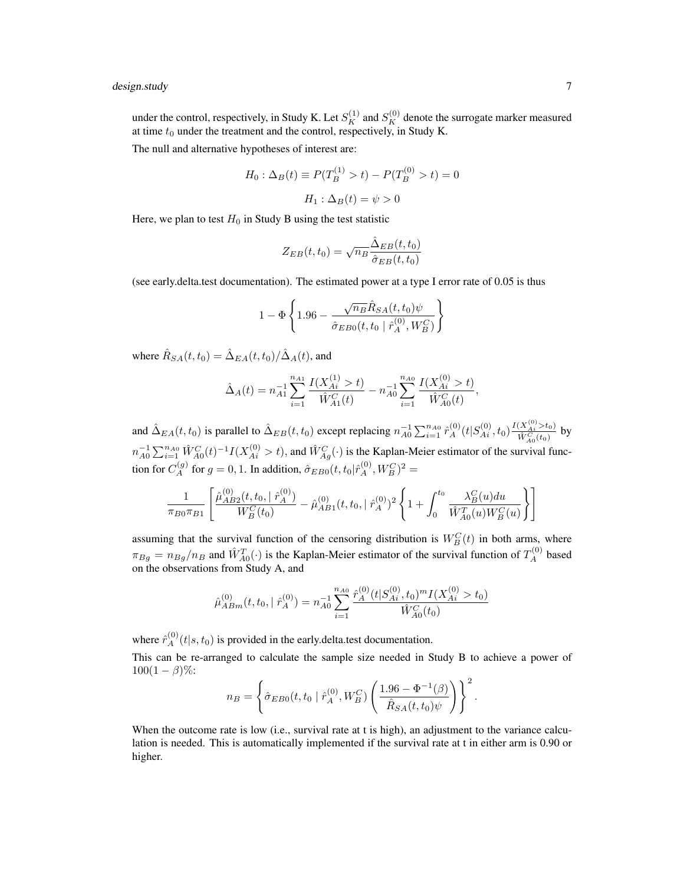under the control, respectively, in Study K. Let $S_K^{(1)}$ and $S_K^{(0)}$ denote the surrogate marker measured at time $t_0$ under the treatment and the control, respectively, in Study K.

The null and alternative hypotheses of interest are:

$$H_0 : \Delta_B(t) \equiv P(T_B^{(1)} > t) - P(T_B^{(0)} > t) = 0$$

$$H_1 : \Delta_B(t) = \psi > 0$$

Here, we plan to test $H_0$ in Study B using the test statistic

$$Z_{EB}(t, t_0) = \sqrt{n_B} \frac{\hat{\Delta}_{EB}(t, t_0)}{\hat{\sigma}_{EB}(t, t_0)}$$

(see early.delta.test documentation). The estimated power at a type I error rate of 0.05 is thus

$$1 - \Phi \left\{ 1.96 - \frac{\sqrt{n_B} \hat{R}_{SA}(t, t_0) \psi}{\hat{\sigma}_{EB0}(t, t_0 \mid \hat{r}_A^{(0)}, W_B^C)} \right\}$$

where $\hat{R}_{SA}(t, t_0) = \hat{\Delta}_{EA}(t, t_0) / \hat{\Delta}_A(t)$, and

$$\hat{\Delta}_A(t) = n_{A1}^{-1} \sum_{i=1}^{n_{A1}} \frac{I(X_{Ai}^{(1)} > t)}{\hat{W}_{A1}^C(t)} - n_{A0}^{-1} \sum_{i=1}^{n_{A0}} \frac{I(X_{Ai}^{(0)} > t)}{\hat{W}_{A0}^C(t)},$$

and $\hat{\Delta}_{EA}(t, t_0)$ is parallel to $\hat{\Delta}_{EB}(t, t_0)$ except replacing $n_{A0}^{-1} \sum_{i=1}^{n_{A0}} \hat{r}_A^{(0)}(t|S_{Ai}^{(0)}, t_0) \frac{I(X_{Ai}^{(0)} > t_0)}{\hat{W}_{A0}^C(t_0)}$ by $n_{A0}^{-1} \sum_{i=1}^{n_{A0}} \hat{W}_{A0}^C(t)^{-1} I(X_{Ai}^{(0)} > t)$, and $\hat{W}_{Ag}^C(\cdot)$ is the Kaplan-Meier estimator of the survival function for $C_A^{(g)}$ for $g = 0, 1$. In addition, $\hat{\sigma}_{EB0}(t, t_0|\hat{r}_A^{(0)}, W_B^C)^2 =$

$$\frac{1}{\pi_{B0}\pi_{B1}} \left[ \frac{\hat{\mu}_{AB2}^{(0)}(t, t_0, \mid \hat{r}_A^{(0)})}{W_B^C(t_0)} - \hat{\mu}_{AB1}^{(0)}(t, t_0, \mid \hat{r}_A^{(0)})^2 \left\{ 1 + \int_0^{t_0} \frac{\lambda_B^C(u) du}{\hat{W}_{A0}^T(u) W_B^C(u)} \right\} \right]$$

assuming that the survival function of the censoring distribution is $W_B^C(t)$ in both arms, where $\pi_{Bg} = n_{Bg}/n_B$ and $\hat{W}_{A0}^T(\cdot)$ is the Kaplan-Meier estimator of the survival function of $T_A^{(0)}$ based on the observations from Study A, and

$$\hat{\mu}_{ABm}^{(0)}(t, t_0, \mid \hat{r}_A^{(0)}) = n_{A0}^{-1} \sum_{i=1}^{n_{A0}} \frac{\hat{r}_A^{(0)}(t|S_{Ai}^{(0)}, t_0)^m I(X_{Ai}^{(0)} > t_0)}{\hat{W}_{A0}^C(t_0)}$$

where $\hat{r}_A^{(0)}(t|s, t_0)$ is provided in the early.delta.test documentation.

This can be re-arranged to calculate the sample size needed in Study B to achieve a power of $100(1 - \beta)\%$:

$$n_B = \left\{ \hat{\sigma}_{EB0}(t, t_0 \mid \hat{r}_A^{(0)}, W_B^C) \left( \frac{1.96 - \Phi^{-1}(\beta)}{\hat{R}_{SA}(t, t_0) \psi} \right) \right\}^2.$$

When the outcome rate is low (i.e., survival rate at t is high), an adjustment to the variance calculation is needed. This is automatically implemented if the survival rate at t in either arm is 0.90 or higher.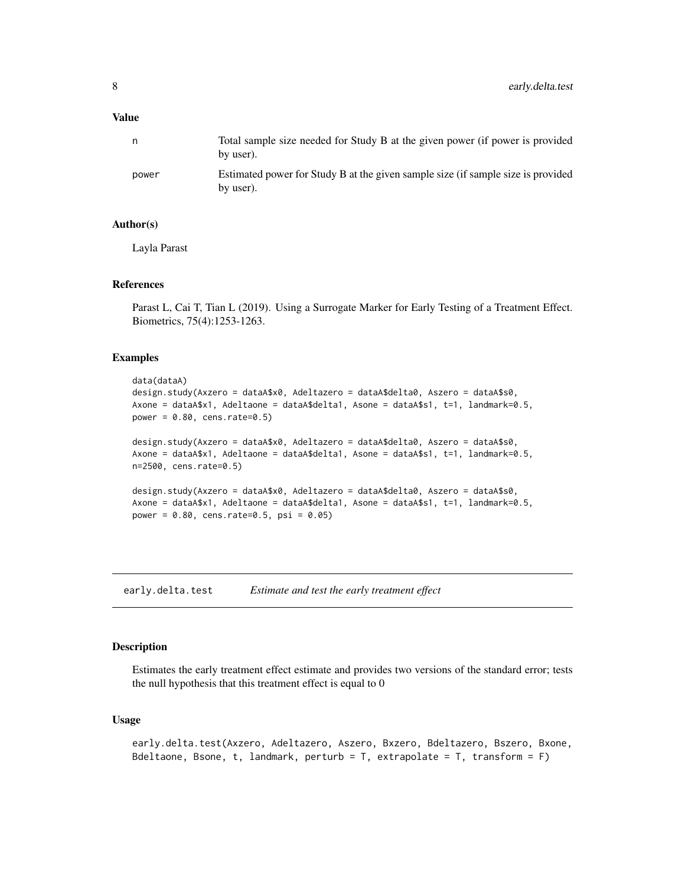### Value

| | |
|---|---|
| n | Total sample size needed for Study B at the given power (if power is provided by user). |
| power | Estimated power for Study B at the given sample size (if sample size is provided by user). |

### Author(s)

Layla Parast

### References

Parast L, Cai T, Tian L (2019). Using a Surrogate Marker for Early Testing of a Treatment Effect. Biometrics, 75(4):1253-1263.

### Examples

```
data(dataA)
design.study(Axzero = dataA$x0, Adeltazero = dataA$delta0, Aszero = dataA$s0,
Axone = dataA$x1, Adeltaone = dataA$delta1, Asone = dataA$s1, t=1, landmark=0.5,
power = 0.80, cens.rate=0.5)

design.study(Axzero = dataA$x0, Adeltazero = dataA$delta0, Aszero = dataA$s0,
Axone = dataA$x1, Adeltaone = dataA$delta1, Asone = dataA$s1, t=1, landmark=0.5,
n=2500, cens.rate=0.5)

design.study(Axzero = dataA$x0, Adeltazero = dataA$delta0, Aszero = dataA$s0,
Axone = dataA$x1, Adeltaone = dataA$delta1, Asone = dataA$s1, t=1, landmark=0.5,
power = 0.80, cens.rate=0.5, psi = 0.05)
```

---

## early.delta.test &nbsp;&nbsp;&nbsp; *Estimate and test the early treatment effect*

---

### Description

Estimates the early treatment effect estimate and provides two versions of the standard error; tests the null hypothesis that this treatment effect is equal to 0

### Usage

```
early.delta.test(Axzero, Adeltazero, Aszero, Bxzero, Bdeltazero, Bszero, Bxone,
Bdeltaone, Bsone, t, landmark, perturb = T, extrapolate = T, transform = F)
```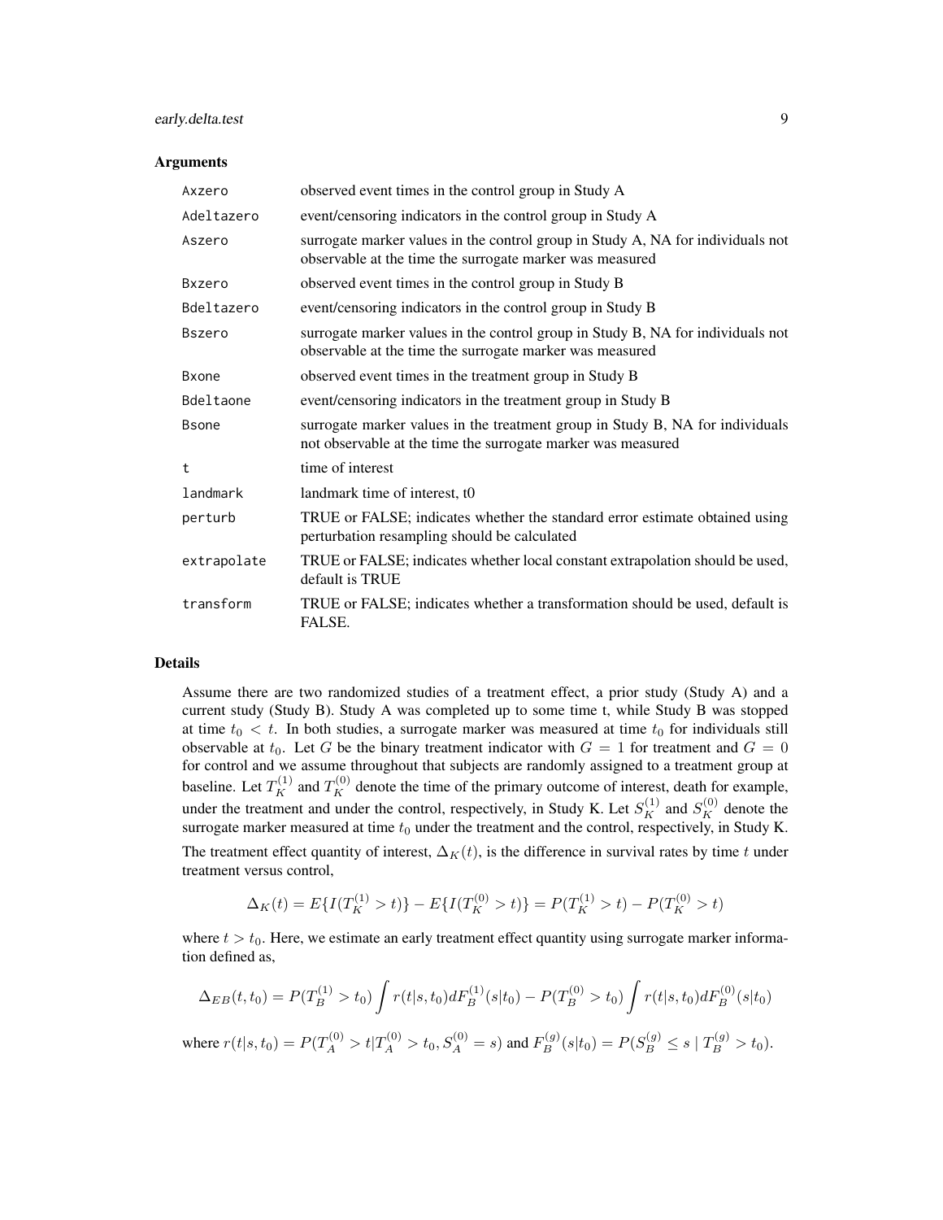### Arguments

| | |
|---|---|
| Axzero | observed event times in the control group in Study A |
| Adeltazero | event/censoring indicators in the control group in Study A |
| Aszero | surrogate marker values in the control group in Study A, NA for individuals not observable at the time the surrogate marker was measured |
| Bxzero | observed event times in the control group in Study B |
| Bdeltazero | event/censoring indicators in the control group in Study B |
| Bszero | surrogate marker values in the control group in Study B, NA for individuals not observable at the time the surrogate marker was measured |
| Bxone | observed event times in the treatment group in Study B |
| Bdeltaone | event/censoring indicators in the treatment group in Study B |
| Bsone | surrogate marker values in the treatment group in Study B, NA for individuals not observable at the time the surrogate marker was measured |
| t | time of interest |
| landmark | landmark time of interest, t0 |
| perturb | TRUE or FALSE; indicates whether the standard error estimate obtained using perturbation resampling should be calculated |
| extrapolate | TRUE or FALSE; indicates whether local constant extrapolation should be used, default is TRUE |
| transform | TRUE or FALSE; indicates whether a transformation should be used, default is FALSE. |

### Details

Assume there are two randomized studies of a treatment effect, a prior study (Study A) and a current study (Study B). Study A was completed up to some time t, while Study B was stopped at time $t_0 < t$. In both studies, a surrogate marker was measured at time $t_0$ for individuals still observable at $t_0$. Let $G$ be the binary treatment indicator with $G = 1$ for treatment and $G = 0$ for control and we assume throughout that subjects are randomly assigned to a treatment group at baseline. Let $T_K^{(1)}$ and $T_K^{(0)}$ denote the time of the primary outcome of interest, death for example, under the treatment and under the control, respectively, in Study K. Let $S_K^{(1)}$ and $S_K^{(0)}$ denote the surrogate marker measured at time $t_0$ under the treatment and the control, respectively, in Study K.

The treatment effect quantity of interest, $\Delta_K(t)$, is the difference in survival rates by time $t$ under treatment versus control,

$$\Delta_K(t) = E\{I(T_K^{(1)} > t)\} - E\{I(T_K^{(0)} > t)\} = P(T_K^{(1)} > t) - P(T_K^{(0)} > t)$$

where $t > t_0$. Here, we estimate an early treatment effect quantity using surrogate marker information defined as,

$$\Delta_{EB}(t, t_0) = P(T_B^{(1)} > t_0) \int r(t|s, t_0) dF_B^{(1)}(s|t_0) - P(T_B^{(0)} > t_0) \int r(t|s, t_0) dF_B^{(0)}(s|t_0)$$

where $r(t|s, t_0) = P(T_A^{(0)} > t | T_A^{(0)} > t_0, S_A^{(0)} = s)$ and $F_B^{(g)}(s|t_0) = P(S_B^{(g)} \leq s \mid T_B^{(g)} > t_0)$.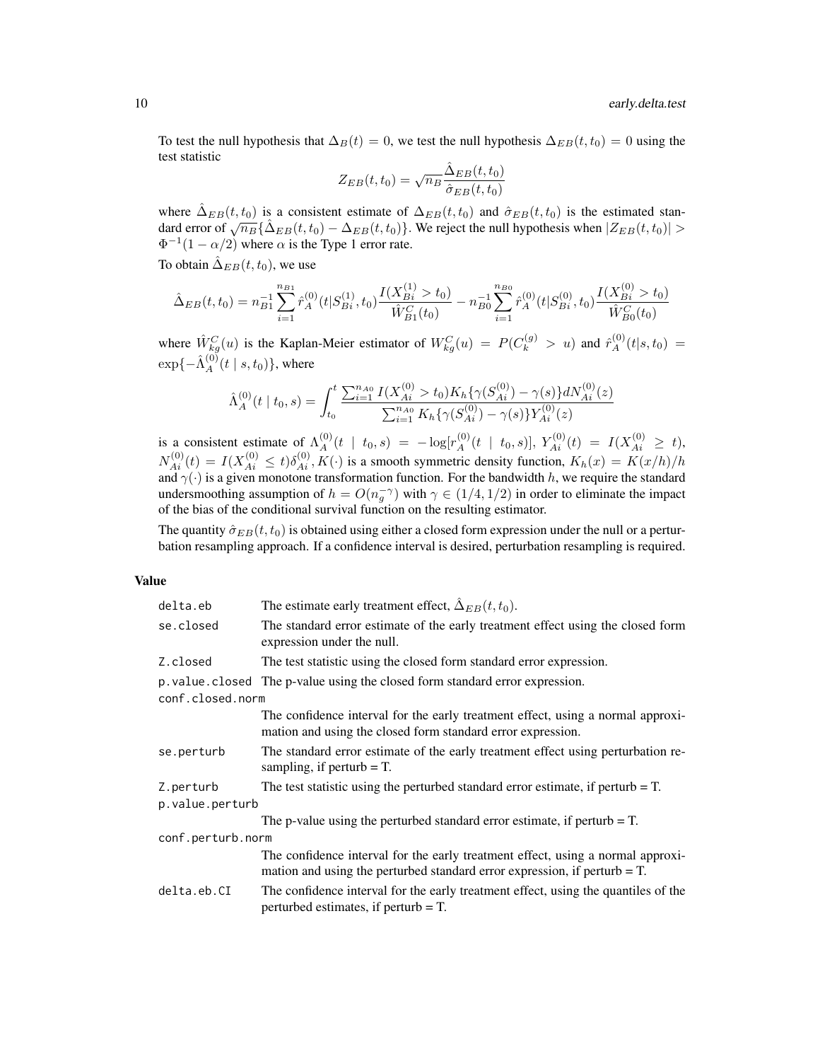To test the null hypothesis that $\Delta_B(t) = 0$, we test the null hypothesis $\Delta_{EB}(t, t_0) = 0$ using the test statistic

$$Z_{EB}(t, t_0) = \sqrt{n_B}\frac{\hat{\Delta}_{EB}(t, t_0)}{\hat{\sigma}_{EB}(t, t_0)}$$

where $\hat{\Delta}_{EB}(t, t_0)$ is a consistent estimate of $\Delta_{EB}(t, t_0)$ and $\hat{\sigma}_{EB}(t, t_0)$ is the estimated standard error of $\sqrt{n_B}\{\hat{\Delta}_{EB}(t, t_0) - \Delta_{EB}(t, t_0)\}$. We reject the null hypothesis when $|Z_{EB}(t, t_0)| > \Phi^{-1}(1 - \alpha/2)$ where $\alpha$ is the Type 1 error rate.

To obtain $\hat{\Delta}_{EB}(t, t_0)$, we use

$$\hat{\Delta}_{EB}(t, t_0) = n_{B1}^{-1}\sum_{i=1}^{n_{B1}} \hat{r}_A^{(0)}(t|S_{Bi}^{(1)}, t_0)\frac{I(X_{Bi}^{(1)} > t_0)}{\hat{W}_{B1}^C(t_0)} - n_{B0}^{-1}\sum_{i=1}^{n_{B0}} \hat{r}_A^{(0)}(t|S_{Bi}^{(0)}, t_0)\frac{I(X_{Bi}^{(0)} > t_0)}{\hat{W}_{B0}^C(t_0)}$$

where $\hat{W}_{kg}^C(u)$ is the Kaplan-Meier estimator of $W_{kg}^C(u) = P(C_k^{(g)} > u)$ and $\hat{r}_A^{(0)}(t|s, t_0) = \exp\{-\hat{\Lambda}_A^{(0)}(t \mid s, t_0)\}$, where

$$\hat{\Lambda}_A^{(0)}(t \mid t_0, s) = \int_{t_0}^{t} \frac{\sum_{i=1}^{n_{A0}} I(X_{Ai}^{(0)} > t_0)K_h\{\gamma(S_{Ai}^{(0)}) - \gamma(s)\}dN_{Ai}^{(0)}(z)}{\sum_{i=1}^{n_{A0}} K_h\{\gamma(S_{Ai}^{(0)}) - \gamma(s)\}Y_{Ai}^{(0)}(z)}$$

is a consistent estimate of $\Lambda_A^{(0)}(t \mid t_0, s) = -\log[r_A^{(0)}(t \mid t_0, s)]$, $Y_{Ai}^{(0)}(t) = I(X_{Ai}^{(0)} \geq t)$, $N_{Ai}^{(0)}(t) = I(X_{Ai}^{(0)} \leq t)\delta_{Ai}^{(0)}, K(\cdot)$ is a smooth symmetric density function, $K_h(x) = K(x/h)/h$ and $\gamma(\cdot)$ is a given monotone transformation function. For the bandwidth $h$, we require the standard undersmoothing assumption of $h = O(n_g^{-\gamma})$ with $\gamma \in (1/4, 1/2)$ in order to eliminate the impact of the bias of the conditional survival function on the resulting estimator.

The quantity $\hat{\sigma}_{EB}(t, t_0)$ is obtained using either a closed form expression under the null or a perturbation resampling approach. If a confidence interval is desired, perturbation resampling is required.

## Value

| | |
|---|---|
| delta.eb | The estimate early treatment effect, $\hat{\Delta}_{EB}(t, t_0)$. |
| se.closed | The standard error estimate of the early treatment effect using the closed form expression under the null. |
| Z.closed | The test statistic using the closed form standard error expression. |
| p.value.closed | The p-value using the closed form standard error expression. |
| conf.closed.norm | The confidence interval for the early treatment effect, using a normal approximation and using the closed form standard error expression. |
| se.perturb | The standard error estimate of the early treatment effect using perturbation resampling, if perturb = T. |
| Z.perturb | The test statistic using the perturbed standard error estimate, if perturb = T. |
| p.value.perturb | The p-value using the perturbed standard error estimate, if perturb = T. |
| conf.perturb.norm | The confidence interval for the early treatment effect, using a normal approximation and using the perturbed standard error expression, if perturb = T. |
| delta.eb.CI | The confidence interval for the early treatment effect, using the quantiles of the perturbed estimates, if perturb = T. |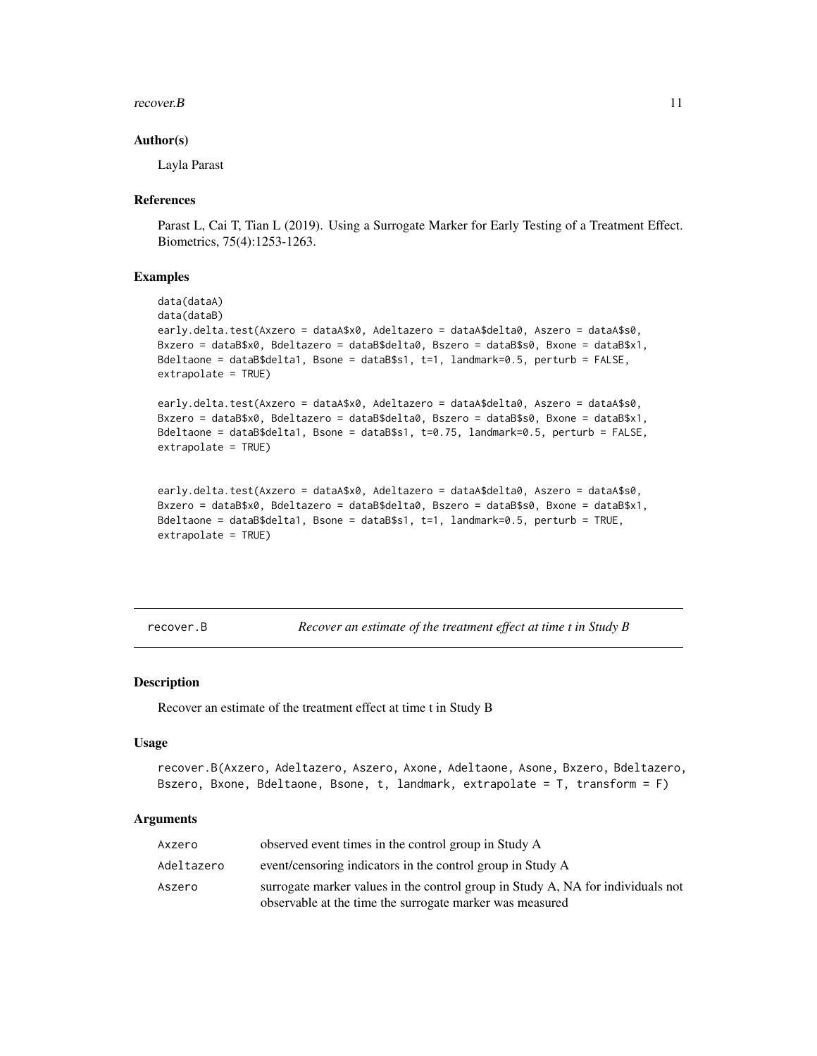### Author(s)

Layla Parast

### References

Parast L, Cai T, Tian L (2019). Using a Surrogate Marker for Early Testing of a Treatment Effect. Biometrics, 75(4):1253-1263.

### Examples

```
data(dataA)
data(dataB)
early.delta.test(Axzero = dataA$x0, Adeltazero = dataA$delta0, Aszero = dataA$s0,
Bxzero = dataB$x0, Bdeltazero = dataB$delta0, Bszero = dataB$s0, Bxone = dataB$x1,
Bdeltaone = dataB$delta1, Bsone = dataB$s1, t=1, landmark=0.5, perturb = FALSE,
extrapolate = TRUE)

early.delta.test(Axzero = dataA$x0, Adeltazero = dataA$delta0, Aszero = dataA$s0,
Bxzero = dataB$x0, Bdeltazero = dataB$delta0, Bszero = dataB$s0, Bxone = dataB$x1,
Bdeltaone = dataB$delta1, Bsone = dataB$s1, t=0.75, landmark=0.5, perturb = FALSE,
extrapolate = TRUE)


early.delta.test(Axzero = dataA$x0, Adeltazero = dataA$delta0, Aszero = dataA$s0,
Bxzero = dataB$x0, Bdeltazero = dataB$delta0, Bszero = dataB$s0, Bxone = dataB$x1,
Bdeltaone = dataB$delta1, Bsone = dataB$s1, t=1, landmark=0.5, perturb = TRUE,
extrapolate = TRUE)
```

---

## recover.B — *Recover an estimate of the treatment effect at time t in Study B*

### Description

Recover an estimate of the treatment effect at time t in Study B

### Usage

```
recover.B(Axzero, Adeltazero, Aszero, Axone, Adeltaone, Asone, Bxzero, Bdeltazero,
Bszero, Bxone, Bdeltaone, Bsone, t, landmark, extrapolate = T, transform = F)
```

### Arguments

| | |
|---|---|
| Axzero | observed event times in the control group in Study A |
| Adeltazero | event/censoring indicators in the control group in Study A |
| Aszero | surrogate marker values in the control group in Study A, NA for individuals not observable at the time the surrogate marker was measured |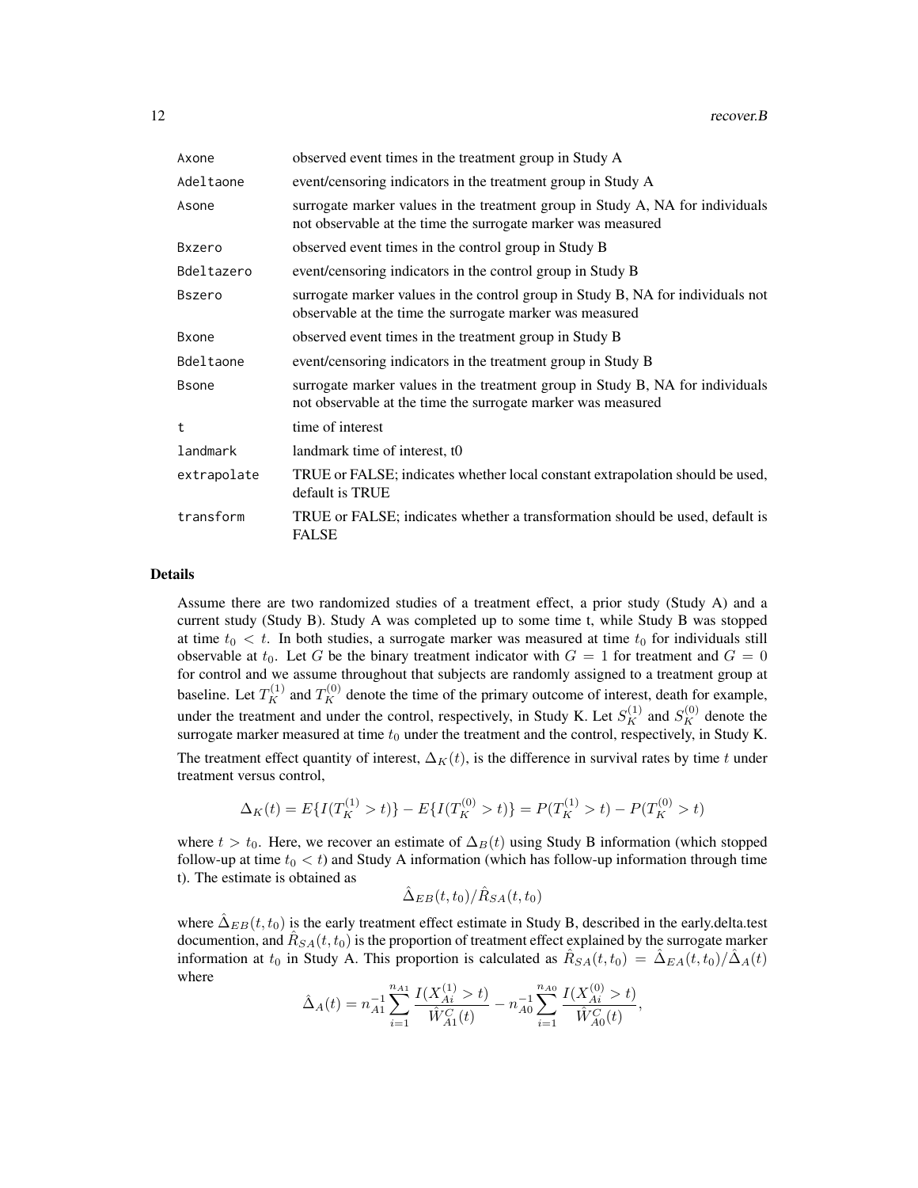| | |
|---|---|
| Axone | observed event times in the treatment group in Study A |
| Adeltaone | event/censoring indicators in the treatment group in Study A |
| Asone | surrogate marker values in the treatment group in Study A, NA for individuals not observable at the time the surrogate marker was measured |
| Bxzero | observed event times in the control group in Study B |
| Bdeltazero | event/censoring indicators in the control group in Study B |
| Bszero | surrogate marker values in the control group in Study B, NA for individuals not observable at the time the surrogate marker was measured |
| Bxone | observed event times in the treatment group in Study B |
| Bdeltaone | event/censoring indicators in the treatment group in Study B |
| Bsone | surrogate marker values in the treatment group in Study B, NA for individuals not observable at the time the surrogate marker was measured |
| t | time of interest |
| landmark | landmark time of interest, t0 |
| extrapolate | TRUE or FALSE; indicates whether local constant extrapolation should be used, default is TRUE |
| transform | TRUE or FALSE; indicates whether a transformation should be used, default is FALSE |

## Details

Assume there are two randomized studies of a treatment effect, a prior study (Study A) and a current study (Study B). Study A was completed up to some time t, while Study B was stopped at time $t_0 < t$. In both studies, a surrogate marker was measured at time $t_0$ for individuals still observable at $t_0$. Let $G$ be the binary treatment indicator with $G = 1$ for treatment and $G = 0$ for control and we assume throughout that subjects are randomly assigned to a treatment group at baseline. Let $T_K^{(1)}$ and $T_K^{(0)}$ denote the time of the primary outcome of interest, death for example, under the treatment and under the control, respectively, in Study K. Let $S_K^{(1)}$ and $S_K^{(0)}$ denote the surrogate marker measured at time $t_0$ under the treatment and the control, respectively, in Study K.

The treatment effect quantity of interest, $\Delta_K(t)$, is the difference in survival rates by time $t$ under treatment versus control,

$$\Delta_K(t) = E\{I(T_K^{(1)} > t)\} - E\{I(T_K^{(0)} > t)\} = P(T_K^{(1)} > t) - P(T_K^{(0)} > t)$$

where $t > t_0$. Here, we recover an estimate of $\Delta_B(t)$ using Study B information (which stopped follow-up at time $t_0 < t$) and Study A information (which has follow-up information through time t). The estimate is obtained as

$$\hat{\Delta}_{EB}(t, t_0)/\hat{R}_{SA}(t, t_0)$$

where $\hat{\Delta}_{EB}(t, t_0)$ is the early treatment effect estimate in Study B, described in the early.delta.test documention, and $\hat{R}_{SA}(t, t_0)$ is the proportion of treatment effect explained by the surrogate marker information at $t_0$ in Study A. This proportion is calculated as $\hat{R}_{SA}(t, t_0) = \hat{\Delta}_{EA}(t, t_0)/\hat{\Delta}_A(t)$ where

$$\hat{\Delta}_A(t) = n_{A1}^{-1} \sum_{i=1}^{n_{A1}} \frac{I(X_{Ai}^{(1)} > t)}{\hat{W}_{A1}^C(t)} - n_{A0}^{-1} \sum_{i=1}^{n_{A0}} \frac{I(X_{Ai}^{(0)} > t)}{\hat{W}_{A0}^C(t)},$$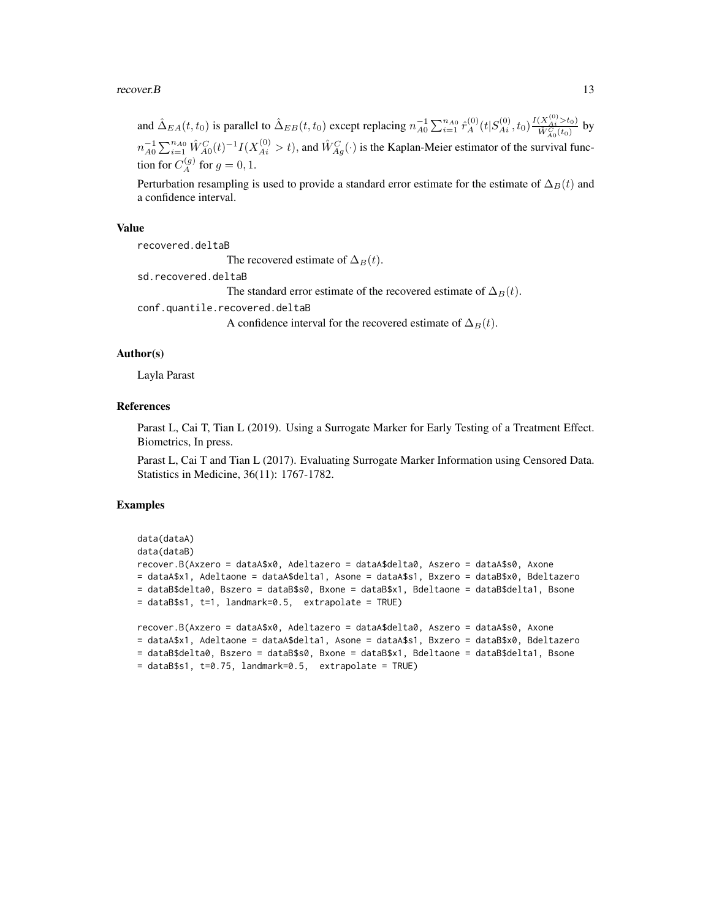and $\hat{\Delta}_{EA}(t, t_0)$ is parallel to $\hat{\Delta}_{EB}(t, t_0)$ except replacing $n_{A0}^{-1} \sum_{i=1}^{n_{A0}} \hat{r}_A^{(0)}(t|S_{Ai}^{(0)}, t_0) \frac{I(X_{Ai}^{(0)} > t_0)}{\hat{W}_{A0}^C(t_0)}$ by $n_{A0}^{-1} \sum_{i=1}^{n_{A0}} \hat{W}_{A0}^C(t)^{-1} I(X_{Ai}^{(0)} > t)$, and $\hat{W}_{Ag}^C(\cdot)$ is the Kaplan-Meier estimator of the survival function for $C_A^{(g)}$ for $g = 0, 1$.

Perturbation resampling is used to provide a standard error estimate for the estimate of $\Delta_B(t)$ and a confidence interval.

## Value

`recovered.deltaB`
: The recovered estimate of $\Delta_B(t)$.

`sd.recovered.deltaB`
: The standard error estimate of the recovered estimate of $\Delta_B(t)$.

`conf.quantile.recovered.deltaB`
: A confidence interval for the recovered estimate of $\Delta_B(t)$.

## Author(s)

Layla Parast

## References

Parast L, Cai T, Tian L (2019). Using a Surrogate Marker for Early Testing of a Treatment Effect. Biometrics, In press.

Parast L, Cai T and Tian L (2017). Evaluating Surrogate Marker Information using Censored Data. Statistics in Medicine, 36(11): 1767-1782.

## Examples

```
data(dataA)
data(dataB)
recover.B(Axzero = dataA$x0, Adeltazero = dataA$delta0, Aszero = dataA$s0, Axone
= dataA$x1, Adeltaone = dataA$delta1, Asone = dataA$s1, Bxzero = dataB$x0, Bdeltazero
= dataB$delta0, Bszero = dataB$s0, Bxone = dataB$x1, Bdeltaone = dataB$delta1, Bsone
= dataB$s1, t=1, landmark=0.5,  extrapolate = TRUE)

recover.B(Axzero = dataA$x0, Adeltazero = dataA$delta0, Aszero = dataA$s0, Axone
= dataA$x1, Adeltaone = dataA$delta1, Asone = dataA$s1, Bxzero = dataB$x0, Bdeltazero
= dataB$delta0, Bszero = dataB$s0, Bxone = dataB$x1, Bdeltaone = dataB$delta1, Bsone
= dataB$s1, t=0.75, landmark=0.5,  extrapolate = TRUE)
```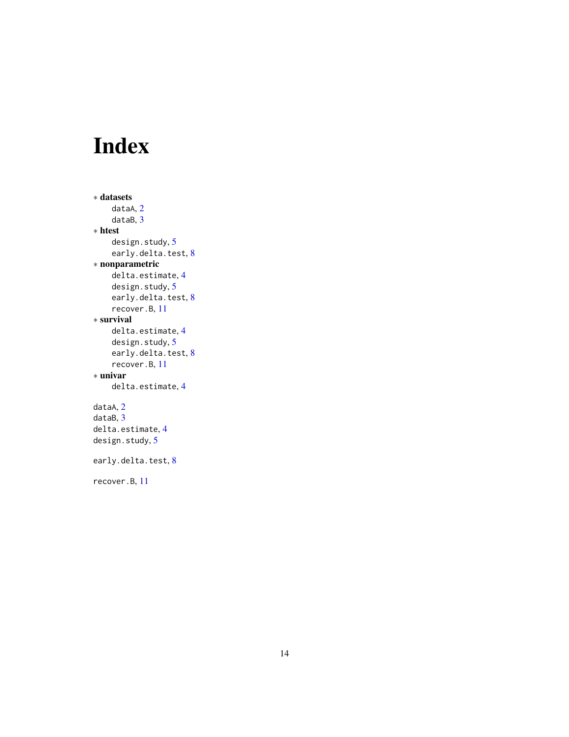# Index

∗ **datasets**
    dataA, 2
    dataB, 3
∗ **htest**
    design.study, 5
    early.delta.test, 8
∗ **nonparametric**
    delta.estimate, 4
    design.study, 5
    early.delta.test, 8
    recover.B, 11
∗ **survival**
    delta.estimate, 4
    design.study, 5
    early.delta.test, 8
    recover.B, 11
∗ **univar**
    delta.estimate, 4

dataA, 2
dataB, 3
delta.estimate, 4
design.study, 5

early.delta.test, 8

recover.B, 11